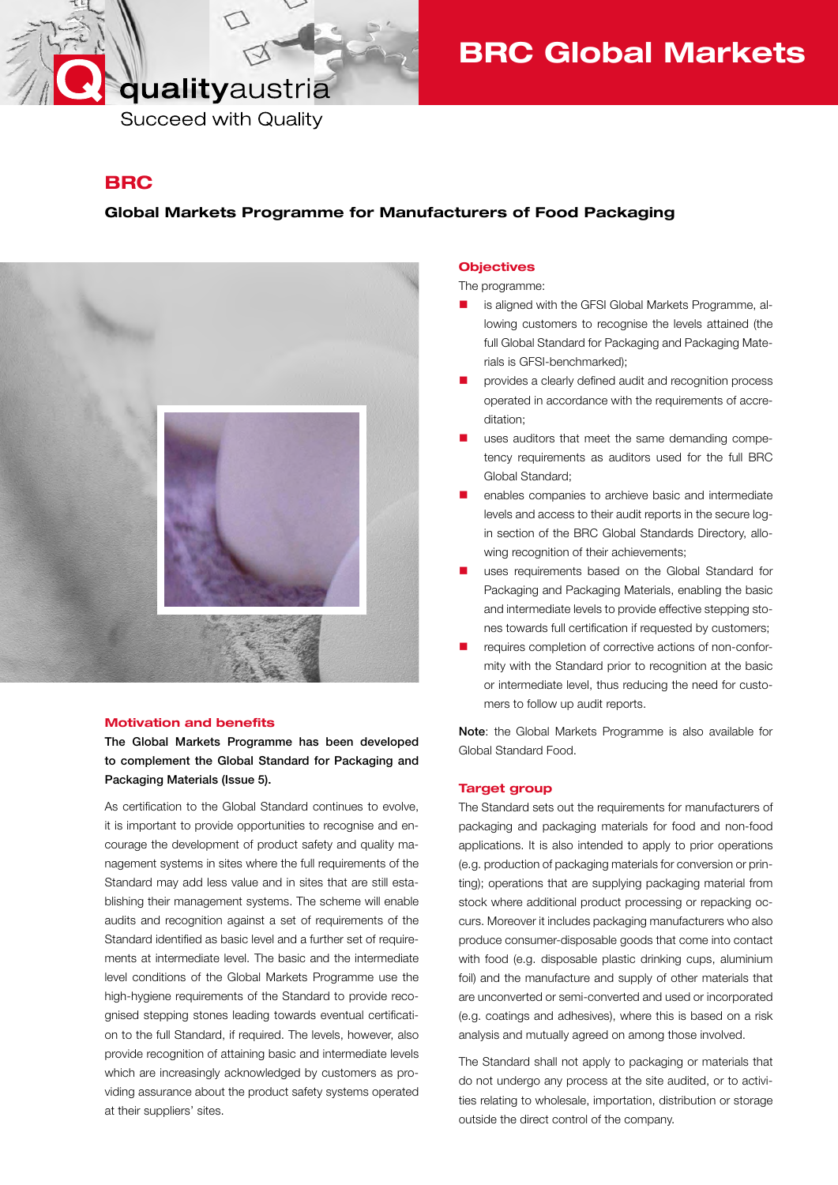qualityaustria

Succeed with Quality

# BRC Global Markets

## BRC

### Global Markets Programme for Manufacturers of Food Packaging

### Motivation and benefits

**The Global Markets Programme has been developed to complement the Global Standard for Packaging and Packaging Materials (Issue 5).**

As certification to the Global Standard continues to evolve, it is important to provide opportunities to recognise and encourage the development of product safety and quality management systems in sites where the full requirements of the Standard may add less value and in sites that are still establishing their management systems. The scheme will enable audits and recognition against a set of requirements of the Standard identified as basic level and a further set of requirements at intermediate level. The basic and the intermediate level conditions of the Global Markets Programme use the high-hygiene requirements of the Standard to provide recognised stepping stones leading towards eventual certification to the full Standard, if required. The levels, however, also provide recognition of attaining basic and intermediate levels which are increasingly acknowledged by customers as providing assurance about the product safety systems operated at their suppliers' sites.

### Objectives

The programme:

- is aligned with the GFSI Global Markets Programme, allowing customers to recognise the levels attained (the full Global Standard for Packaging and Packaging Materials is GFSI-benchmarked);
- provides a clearly defined audit and recognition process operated in accordance with the requirements of accreditation;
- uses auditors that meet the same demanding competency requirements as auditors used for the full BRC Global Standard;
- enables companies to archieve basic and intermediate levels and access to their audit reports in the secure log-in section of the BRC Global Standards Directory, allowing recognition of their achievements;
- uses requirements based on the Global Standard for Packaging and Packaging Materials, enabling the basic and intermediate levels to provide effective stepping stones towards full certification if requested by customers;
- requires completion of corrective actions of non-conformity with the Standard prior to recognition at the basic or intermediate level, thus reducing the need for customers to follow up audit reports.

**Note**: the Global Markets Programme is also available for Global Standard Food.

### Target group

The Standard sets out the requirements for manufacturers of packaging and packaging materials for food and non-food applications. It is also intended to apply to prior operations (e.g. production of packaging materials for conversion or printing); operations that are supplying packaging material from stock where additional product processing or repacking occurs. Moreover it includes packaging manufacturers who also produce consumer-disposable goods that come into contact with food (e.g. disposable plastic drinking cups, aluminium foil) and the manufacture and supply of other materials that are unconverted or semi-converted and used or incorporated (e.g. coatings and adhesives), where this is based on a risk analysis and mutually agreed on among those involved.

The Standard shall not apply to packaging or materials that do not undergo any process at the site audited, or to activities relating to wholesale, importation, distribution or storage outside the direct control of the company.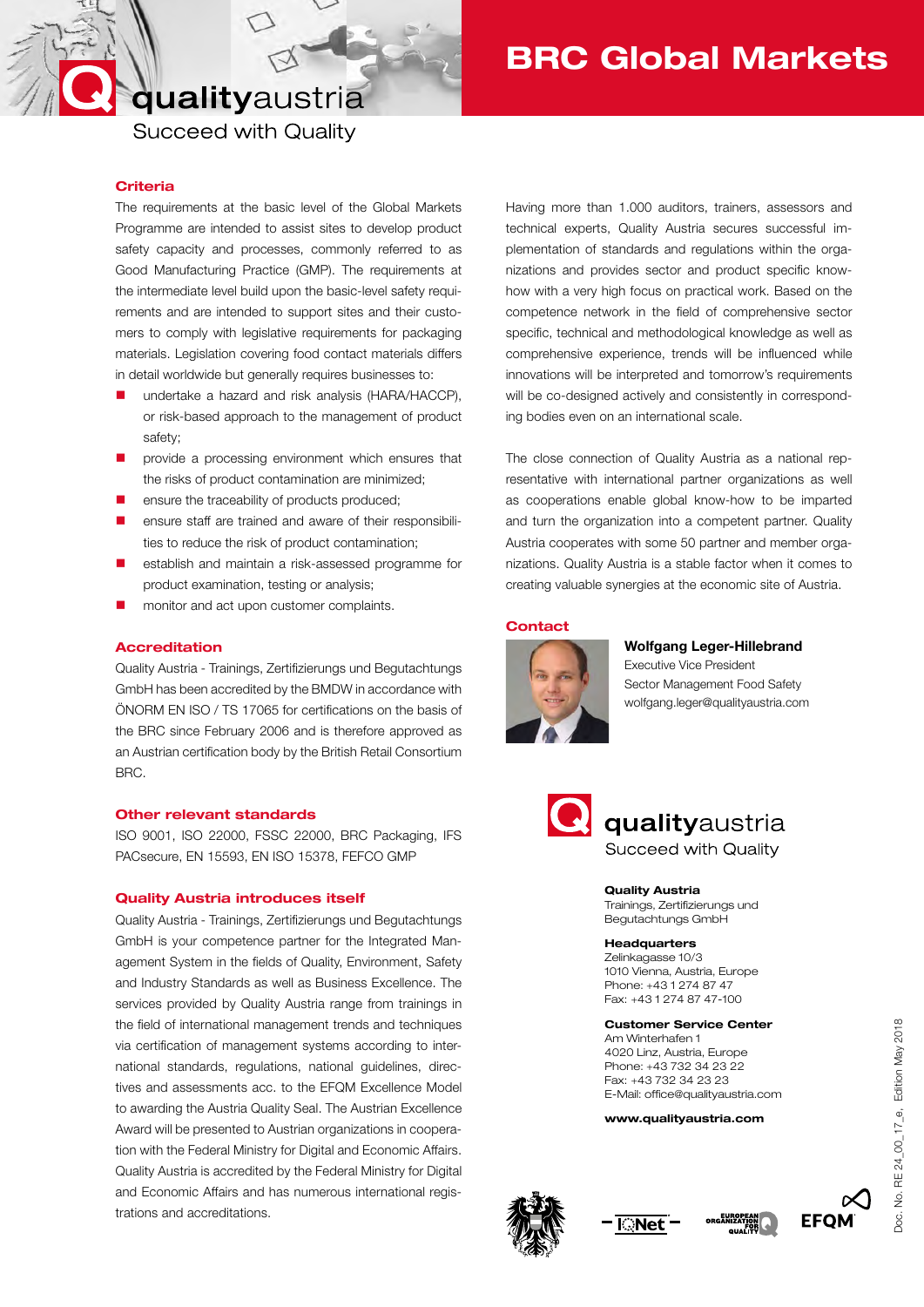# BRC Global Markets

qualityaustria
Succeed with Quality

## Criteria

The requirements at the basic level of the Global Markets Programme are intended to assist sites to develop product safety capacity and processes, commonly referred to as Good Manufacturing Practice (GMP). The requirements at the intermediate level build upon the basic-level safety requirements and are intended to support sites and their customers to comply with legislative requirements for packaging materials. Legislation covering food contact materials differs in detail worldwide but generally requires businesses to:

- undertake a hazard and risk analysis (HARA/HACCP), or risk-based approach to the management of product safety;
- provide a processing environment which ensures that the risks of product contamination are minimized;
- ensure the traceability of products produced;
- ensure staff are trained and aware of their responsibilities to reduce the risk of product contamination;
- establish and maintain a risk-assessed programme for product examination, testing or analysis;
- monitor and act upon customer complaints.

## Accreditation

Quality Austria - Trainings, Zertifizierungs und Begutachtungs GmbH has been accredited by the BMDW in accordance with ÖNORM EN ISO / TS 17065 for certifications on the basis of the BRC since February 2006 and is therefore approved as an Austrian certification body by the British Retail Consortium BRC.

## Other relevant standards

ISO 9001, ISO 22000, FSSC 22000, BRC Packaging, IFS PACsecure, EN 15593, EN ISO 15378, FEFCO GMP

## Quality Austria introduces itself

Quality Austria - Trainings, Zertifizierungs und Begutachtungs GmbH is your competence partner for the Integrated Management System in the fields of Quality, Environment, Safety and Industry Standards as well as Business Excellence. The services provided by Quality Austria range from trainings in the field of international management trends and techniques via certification of management systems according to international standards, regulations, national guidelines, directives and assessments acc. to the EFQM Excellence Model to awarding the Austria Quality Seal. The Austrian Excellence Award will be presented to Austrian organizations in cooperation with the Federal Ministry for Digital and Economic Affairs. Quality Austria is accredited by the Federal Ministry for Digital and Economic Affairs and has numerous international registrations and accreditations.

Having more than 1.000 auditors, trainers, assessors and technical experts, Quality Austria secures successful implementation of standards and regulations within the organizations and provides sector and product specific knowhow with a very high focus on practical work. Based on the competence network in the field of comprehensive sector specific, technical and methodological knowledge as well as comprehensive experience, trends will be influenced while innovations will be interpreted and tomorrow's requirements will be co-designed actively and consistently in corresponding bodies even on an international scale.

The close connection of Quality Austria as a national representative with international partner organizations as well as cooperations enable global know-how to be imparted and turn the organization into a competent partner. Quality Austria cooperates with some 50 partner and member organizations. Quality Austria is a stable factor when it comes to creating valuable synergies at the economic site of Austria.

## Contact

**Wolfgang Leger-Hillebrand**
Executive Vice President
Sector Management Food Safety
wolfgang.leger@qualityaustria.com

qualityaustria
Succeed with Quality

**Quality Austria**
Trainings, Zertifizierungs und Begutachtungs GmbH

**Headquarters**
Zelinkagasse 10/3
1010 Vienna, Austria, Europe
Phone: +43 1 274 87 47
Fax: +43 1 274 87 47-100

**Customer Service Center**
Am Winterhafen 1
4020 Linz, Austria, Europe
Phone: +43 732 34 23 22
Fax: +43 732 34 23 23
E-Mail: office@qualityaustria.com

**www.qualityaustria.com**

IQNet — EUROPEAN ORGANIZATION FOR QUALITY — EFQM

Doc. No. RE 24_00_17_e, Edition May 2018